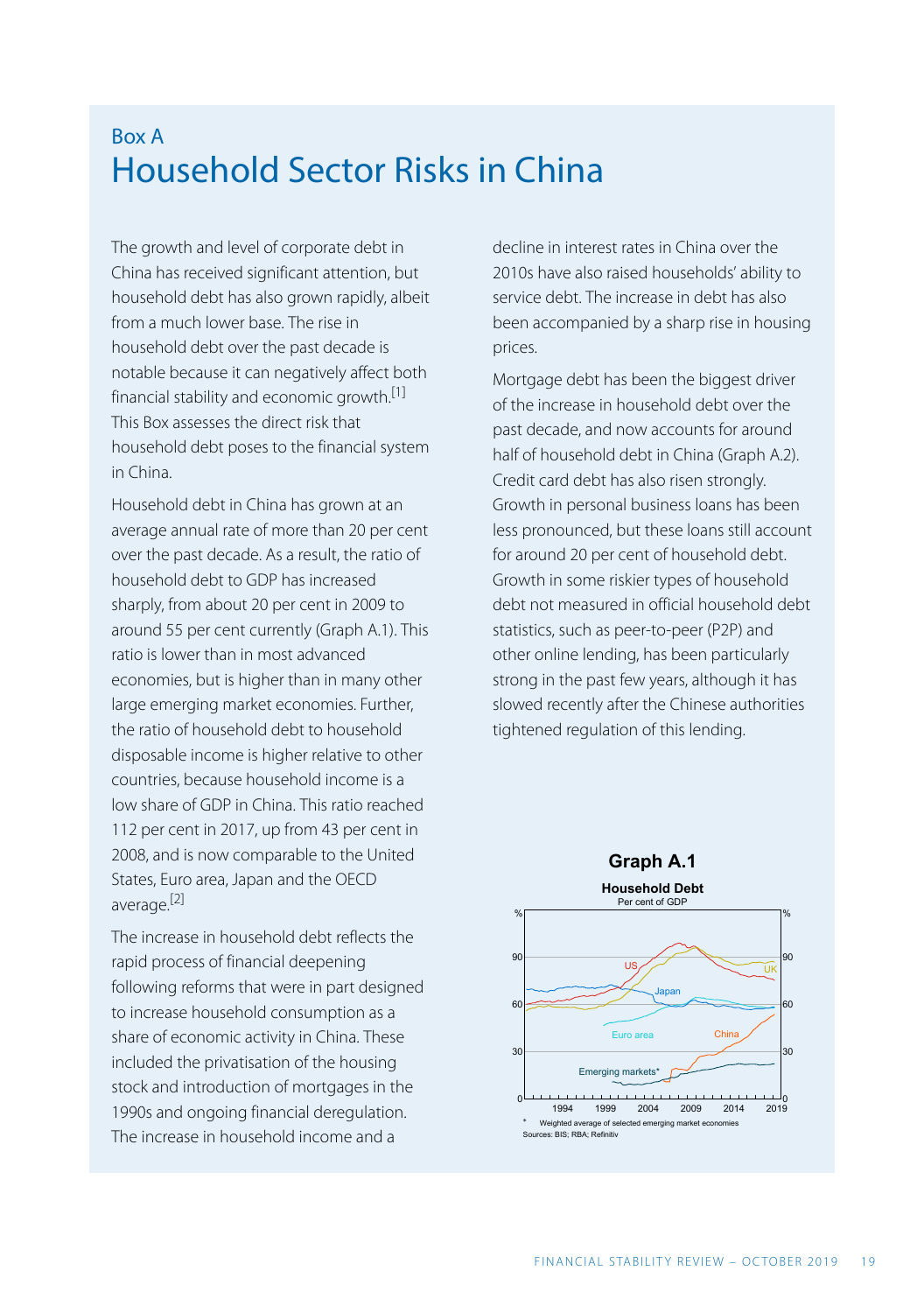Box A

# Household Sector Risks in China

The growth and level of corporate debt in China has received significant attention, but household debt has also grown rapidly, albeit from a much lower base. The rise in household debt over the past decade is notable because it can negatively affect both financial stability and economic growth.[1] This Box assesses the direct risk that household debt poses to the financial system in China.

Household debt in China has grown at an average annual rate of more than 20 per cent over the past decade. As a result, the ratio of household debt to GDP has increased sharply, from about 20 per cent in 2009 to around 55 per cent currently (Graph A.1). This ratio is lower than in most advanced economies, but is higher than in many other large emerging market economies. Further, the ratio of household debt to household disposable income is higher relative to other countries, because household income is a low share of GDP in China. This ratio reached 112 per cent in 2017, up from 43 per cent in 2008, and is now comparable to the United States, Euro area, Japan and the OECD average.[2]

The increase in household debt reflects the rapid process of financial deepening following reforms that were in part designed to increase household consumption as a share of economic activity in China. These included the privatisation of the housing stock and introduction of mortgages in the 1990s and ongoing financial deregulation. The increase in household income and a decline in interest rates in China over the 2010s have also raised households' ability to service debt. The increase in debt has also been accompanied by a sharp rise in housing prices.

Mortgage debt has been the biggest driver of the increase in household debt over the past decade, and now accounts for around half of household debt in China (Graph A.2). Credit card debt has also risen strongly. Growth in personal business loans has been less pronounced, but these loans still account for around 20 per cent of household debt. Growth in some riskier types of household debt not measured in official household debt statistics, such as peer-to-peer (P2P) and other online lending, has been particularly strong in the past few years, although it has slowed recently after the Chinese authorities tightened regulation of this lending.

**Graph A.1**

**Household Debt**

Per cent of GDP

\* Weighted average of selected emerging market economies

Sources: BIS; RBA; Refinitiv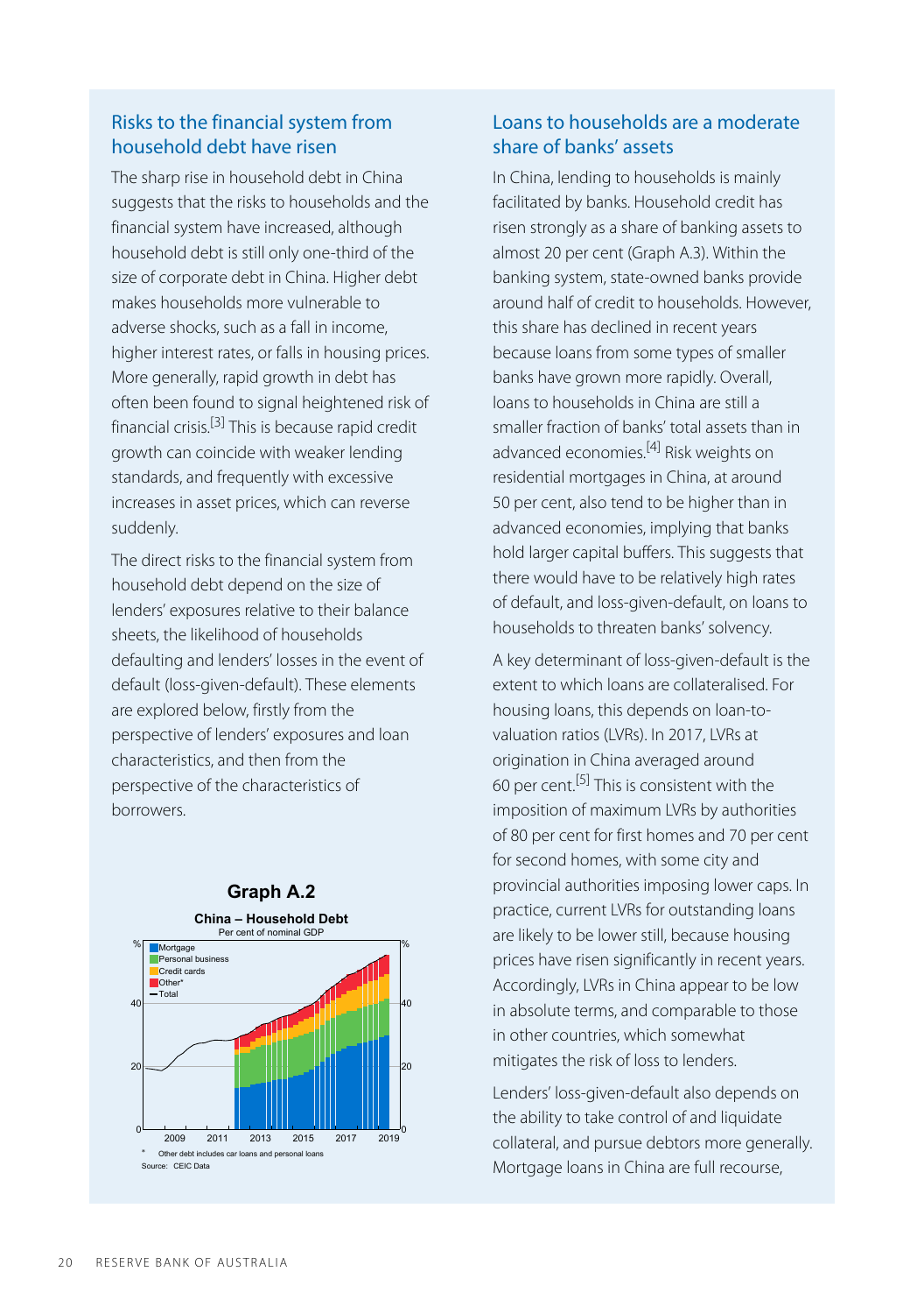## Risks to the financial system from household debt have risen

The sharp rise in household debt in China suggests that the risks to households and the financial system have increased, although household debt is still only one-third of the size of corporate debt in China. Higher debt makes households more vulnerable to adverse shocks, such as a fall in income, higher interest rates, or falls in housing prices. More generally, rapid growth in debt has often been found to signal heightened risk of financial crisis.[3] This is because rapid credit growth can coincide with weaker lending standards, and frequently with excessive increases in asset prices, which can reverse suddenly.

The direct risks to the financial system from household debt depend on the size of lenders' exposures relative to their balance sheets, the likelihood of households defaulting and lenders' losses in the event of default (loss-given-default). These elements are explored below, firstly from the perspective of lenders' exposures and loan characteristics, and then from the perspective of the characteristics of borrowers.

**Graph A.2**

**China – Household Debt**

Per cent of nominal GDP

\* Other debt includes car loans and personal loans

Source: CEIC Data

## Loans to households are a moderate share of banks' assets

In China, lending to households is mainly facilitated by banks. Household credit has risen strongly as a share of banking assets to almost 20 per cent (Graph A.3). Within the banking system, state-owned banks provide around half of credit to households. However, this share has declined in recent years because loans from some types of smaller banks have grown more rapidly. Overall, loans to households in China are still a smaller fraction of banks' total assets than in advanced economies.[4] Risk weights on residential mortgages in China, at around 50 per cent, also tend to be higher than in advanced economies, implying that banks hold larger capital buffers. This suggests that there would have to be relatively high rates of default, and loss-given-default, on loans to households to threaten banks' solvency.

A key determinant of loss-given-default is the extent to which loans are collateralised. For housing loans, this depends on loan-to-valuation ratios (LVRs). In 2017, LVRs at origination in China averaged around 60 per cent.[5] This is consistent with the imposition of maximum LVRs by authorities of 80 per cent for first homes and 70 per cent for second homes, with some city and provincial authorities imposing lower caps. In practice, current LVRs for outstanding loans are likely to be lower still, because housing prices have risen significantly in recent years. Accordingly, LVRs in China appear to be low in absolute terms, and comparable to those in other countries, which somewhat mitigates the risk of loss to lenders.

Lenders' loss-given-default also depends on the ability to take control of and liquidate collateral, and pursue debtors more generally. Mortgage loans in China are full recourse,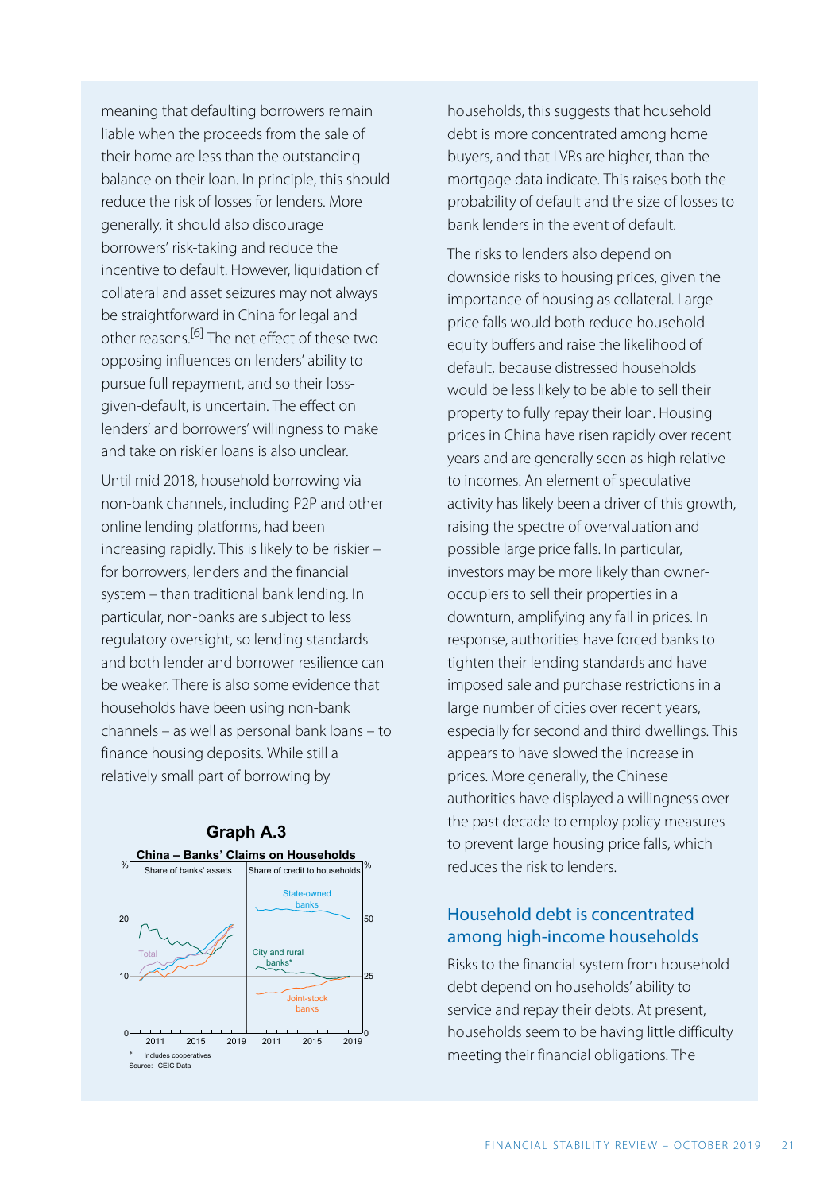meaning that defaulting borrowers remain liable when the proceeds from the sale of their home are less than the outstanding balance on their loan. In principle, this should reduce the risk of losses for lenders. More generally, it should also discourage borrowers' risk-taking and reduce the incentive to default. However, liquidation of collateral and asset seizures may not always be straightforward in China for legal and other reasons.[6] The net effect of these two opposing influences on lenders' ability to pursue full repayment, and so their loss-given-default, is uncertain. The effect on lenders' and borrowers' willingness to make and take on riskier loans is also unclear.

Until mid 2018, household borrowing via non-bank channels, including P2P and other online lending platforms, had been increasing rapidly. This is likely to be riskier – for borrowers, lenders and the financial system – than traditional bank lending. In particular, non-banks are subject to less regulatory oversight, so lending standards and both lender and borrower resilience can be weaker. There is also some evidence that households have been using non-bank channels – as well as personal bank loans – to finance housing deposits. While still a relatively small part of borrowing by households, this suggests that household debt is more concentrated among home buyers, and that LVRs are higher, than the mortgage data indicate. This raises both the probability of default and the size of losses to bank lenders in the event of default.

**Graph A.3**

**China – Banks' Claims on Households**

Share of banks' assets | Share of credit to households

Total; State-owned banks; City and rural banks*; Joint-stock banks

\* Includes cooperatives

Source: CEIC Data

The risks to lenders also depend on downside risks to housing prices, given the importance of housing as collateral. Large price falls would both reduce household equity buffers and raise the likelihood of default, because distressed households would be less likely to be able to sell their property to fully repay their loan. Housing prices in China have risen rapidly over recent years and are generally seen as high relative to incomes. An element of speculative activity has likely been a driver of this growth, raising the spectre of overvaluation and possible large price falls. In particular, investors may be more likely than owner-occupiers to sell their properties in a downturn, amplifying any fall in prices. In response, authorities have forced banks to tighten their lending standards and have imposed sale and purchase restrictions in a large number of cities over recent years, especially for second and third dwellings. This appears to have slowed the increase in prices. More generally, the Chinese authorities have displayed a willingness over the past decade to employ policy measures to prevent large housing price falls, which reduces the risk to lenders.

## Household debt is concentrated among high-income households

Risks to the financial system from household debt depend on households' ability to service and repay their debts. At present, households seem to be having little difficulty meeting their financial obligations. The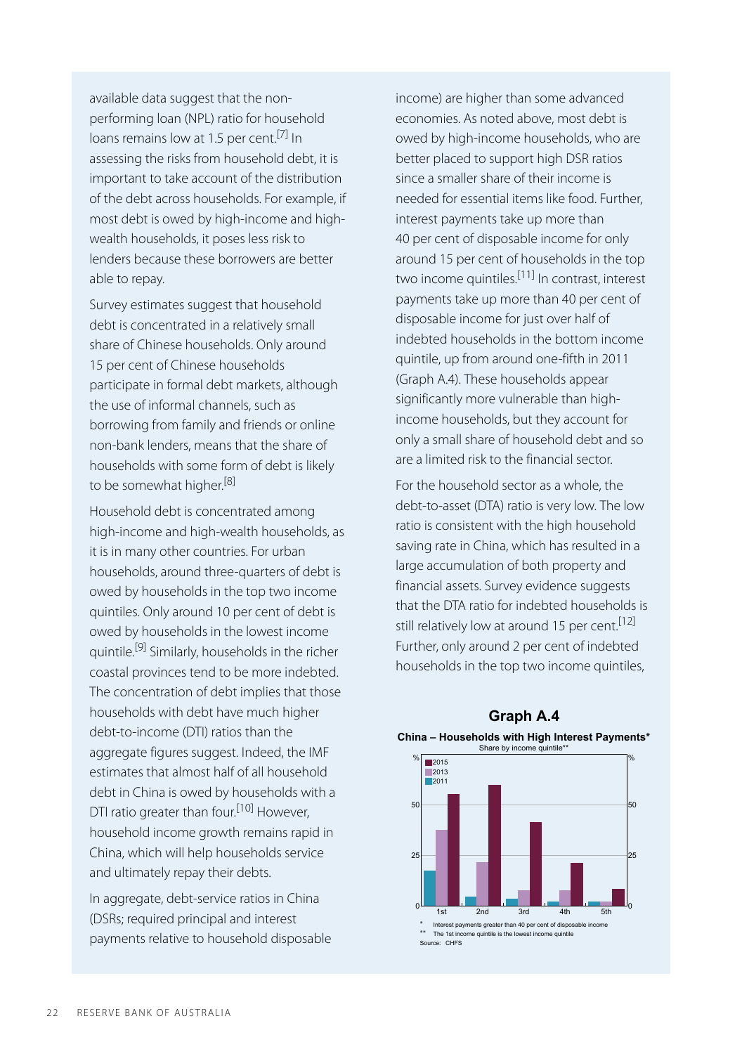available data suggest that the non-performing loan (NPL) ratio for household loans remains low at 1.5 per cent.[7] In assessing the risks from household debt, it is important to take account of the distribution of the debt across households. For example, if most debt is owed by high-income and high-wealth households, it poses less risk to lenders because these borrowers are better able to repay.

Survey estimates suggest that household debt is concentrated in a relatively small share of Chinese households. Only around 15 per cent of Chinese households participate in formal debt markets, although the use of informal channels, such as borrowing from family and friends or online non-bank lenders, means that the share of households with some form of debt is likely to be somewhat higher.[8]

Household debt is concentrated among high-income and high-wealth households, as it is in many other countries. For urban households, around three-quarters of debt is owed by households in the top two income quintiles. Only around 10 per cent of debt is owed by households in the lowest income quintile.[9] Similarly, households in the richer coastal provinces tend to be more indebted. The concentration of debt implies that those households with debt have much higher debt-to-income (DTI) ratios than the aggregate figures suggest. Indeed, the IMF estimates that almost half of all household debt in China is owed by households with a DTI ratio greater than four.[10] However, household income growth remains rapid in China, which will help households service and ultimately repay their debts.

In aggregate, debt-service ratios in China (DSRs; required principal and interest payments relative to household disposable income) are higher than some advanced economies. As noted above, most debt is owed by high-income households, who are better placed to support high DSR ratios since a smaller share of their income is needed for essential items like food. Further, interest payments take up more than 40 per cent of disposable income for only around 15 per cent of households in the top two income quintiles.[11] In contrast, interest payments take up more than 40 per cent of disposable income for just over half of indebted households in the bottom income quintile, up from around one-fifth in 2011 (Graph A.4). These households appear significantly more vulnerable than high-income households, but they account for only a small share of household debt and so are a limited risk to the financial sector.

For the household sector as a whole, the debt-to-asset (DTA) ratio is very low. The low ratio is consistent with the high household saving rate in China, which has resulted in a large accumulation of both property and financial assets. Survey evidence suggests that the DTA ratio for indebted households is still relatively low at around 15 per cent.[12] Further, only around 2 per cent of indebted households in the top two income quintiles,

**Graph A.4**

**China – Households with High Interest Payments***

Share by income quintile**

| Income quintile | 2011 (%) | 2013 (%) | 2015 (%) |
|---|---|---|---|
| 1st | ~17 | ~37 | ~55 |
| 2nd | ~4 | ~21 | ~60 |
| 3rd | ~3 | ~7 | ~41 |
| 4th | ~2 | ~7 | ~21 |
| 5th | ~2 | ~2 | ~8 |

\* Interest payments greater than 40 per cent of disposable income

\** The 1st income quintile is the lowest income quintile

Source: CHFS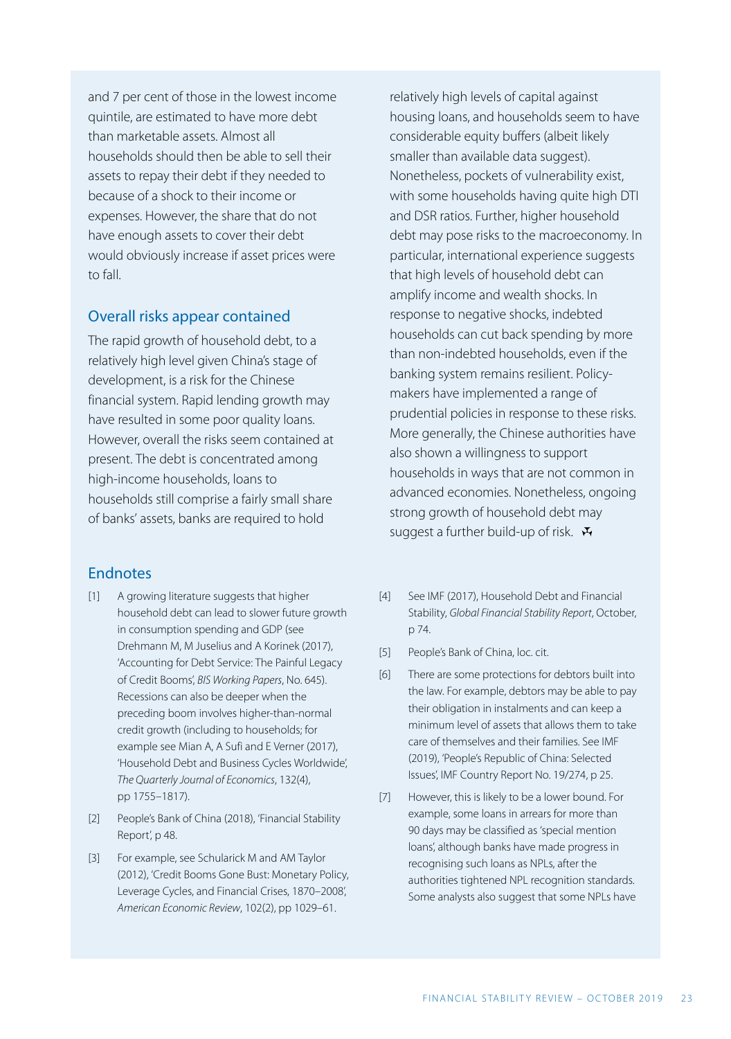and 7 per cent of those in the lowest income quintile, are estimated to have more debt than marketable assets. Almost all households should then be able to sell their assets to repay their debt if they needed to because of a shock to their income or expenses. However, the share that do not have enough assets to cover their debt would obviously increase if asset prices were to fall.

## Overall risks appear contained

The rapid growth of household debt, to a relatively high level given China's stage of development, is a risk for the Chinese financial system. Rapid lending growth may have resulted in some poor quality loans. However, overall the risks seem contained at present. The debt is concentrated among high-income households, loans to households still comprise a fairly small share of banks' assets, banks are required to hold relatively high levels of capital against housing loans, and households seem to have considerable equity buffers (albeit likely smaller than available data suggest). Nonetheless, pockets of vulnerability exist, with some households having quite high DTI and DSR ratios. Further, higher household debt may pose risks to the macroeconomy. In particular, international experience suggests that high levels of household debt can amplify income and wealth shocks. In response to negative shocks, indebted households can cut back spending by more than non-indebted households, even if the banking system remains resilient. Policy-makers have implemented a range of prudential policies in response to these risks. More generally, the Chinese authorities have also shown a willingness to support households in ways that are not common in advanced economies. Nonetheless, ongoing strong growth of household debt may suggest a further build-up of risk.

## Endnotes

[1] A growing literature suggests that higher household debt can lead to slower future growth in consumption spending and GDP (see Drehmann M, M Juselius and A Korinek (2017), 'Accounting for Debt Service: The Painful Legacy of Credit Booms', *BIS Working Papers*, No. 645). Recessions can also be deeper when the preceding boom involves higher-than-normal credit growth (including to households; for example see Mian A, A Sufi and E Verner (2017), 'Household Debt and Business Cycles Worldwide', *The Quarterly Journal of Economics*, 132(4), pp 1755–1817).

[2] People's Bank of China (2018), 'Financial Stability Report', p 48.

[3] For example, see Schularick M and AM Taylor (2012), 'Credit Booms Gone Bust: Monetary Policy, Leverage Cycles, and Financial Crises, 1870–2008', *American Economic Review*, 102(2), pp 1029–61.

[4] See IMF (2017), Household Debt and Financial Stability, *Global Financial Stability Report*, October, p 74.

[5] People's Bank of China, loc. cit.

[6] There are some protections for debtors built into the law. For example, debtors may be able to pay their obligation in instalments and can keep a minimum level of assets that allows them to take care of themselves and their families. See IMF (2019), 'People's Republic of China: Selected Issues', IMF Country Report No. 19/274, p 25.

[7] However, this is likely to be a lower bound. For example, some loans in arrears for more than 90 days may be classified as 'special mention loans', although banks have made progress in recognising such loans as NPLs, after the authorities tightened NPL recognition standards. Some analysts also suggest that some NPLs have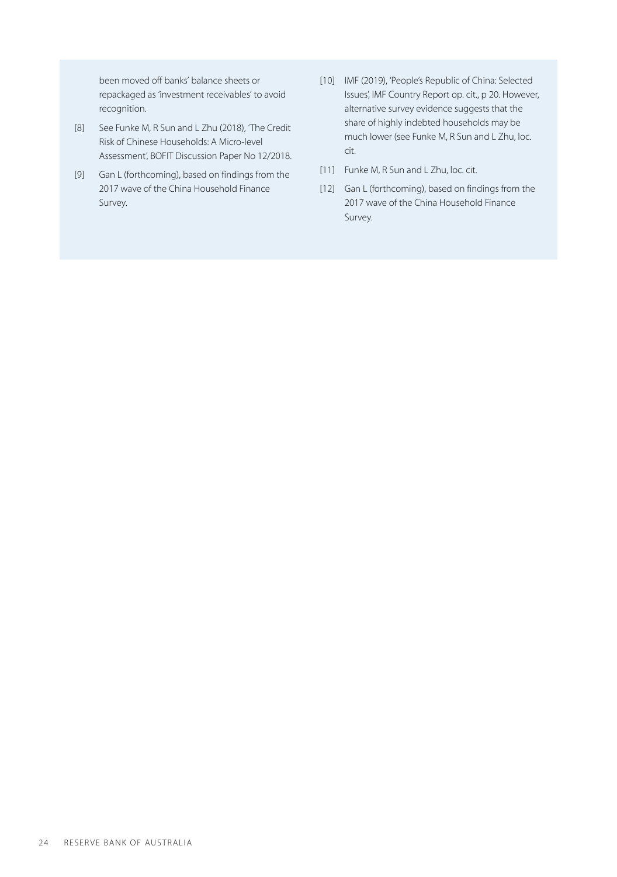been moved off banks' balance sheets or repackaged as 'investment receivables' to avoid recognition.

[8] See Funke M, R Sun and L Zhu (2018), 'The Credit Risk of Chinese Households: A Micro-level Assessment', BOFIT Discussion Paper No 12/2018.

[9] Gan L (forthcoming), based on findings from the 2017 wave of the China Household Finance Survey.

[10] IMF (2019), 'People's Republic of China: Selected Issues', IMF Country Report op. cit., p 20. However, alternative survey evidence suggests that the share of highly indebted households may be much lower (see Funke M, R Sun and L Zhu, loc. cit.

[11] Funke M, R Sun and L Zhu, loc. cit.

[12] Gan L (forthcoming), based on findings from the 2017 wave of the China Household Finance Survey.